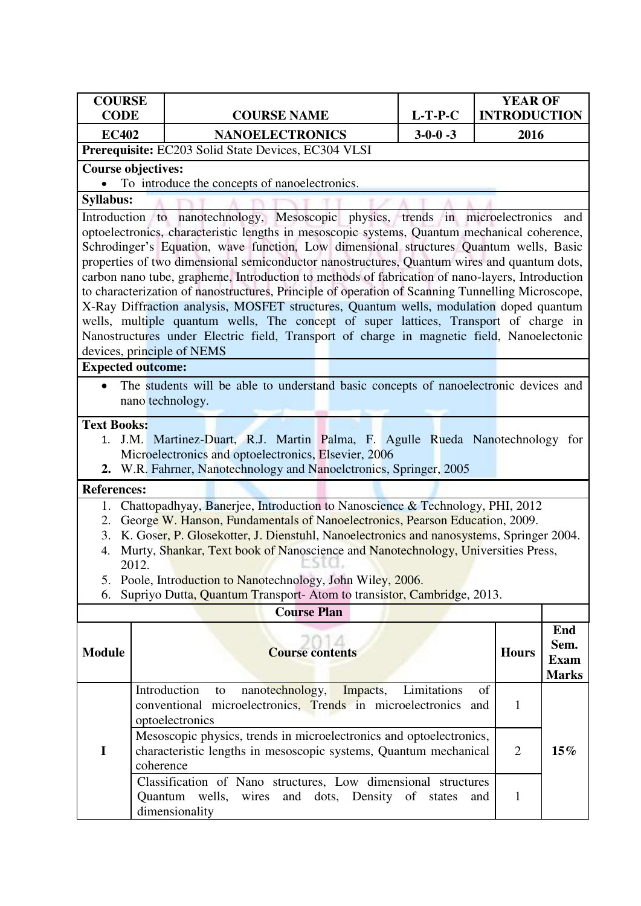| COURSE CODE | COURSE NAME | L-T-P-C | YEAR OF INTRODUCTION |
|---|---|---|---|
| EC402 | NANOELECTRONICS | 3-0-0 -3 | 2016 |

**Prerequisite:** EC203 Solid State Devices, EC304 VLSI

**Course objectives:**

- To introduce the concepts of nanoelectronics.

**Syllabus:**

Introduction to nanotechnology, Mesoscopic physics, trends in microelectronics and optoelectronics, characteristic lengths in mesoscopic systems, Quantum mechanical coherence, Schrodinger's Equation, wave function, Low dimensional structures Quantum wells, Basic properties of two dimensional semiconductor nanostructures, Quantum wires and quantum dots, carbon nano tube, grapheme, Introduction to methods of fabrication of nano-layers, Introduction to characterization of nanostructures, Principle of operation of Scanning Tunnelling Microscope, X-Ray Diffraction analysis, MOSFET structures, Quantum wells, modulation doped quantum wells, multiple quantum wells, The concept of super lattices, Transport of charge in Nanostructures under Electric field, Transport of charge in magnetic field, Nanoelectonic devices, principle of NEMS

**Expected outcome:**

- The students will be able to understand basic concepts of nanoelectronic devices and nano technology.

**Text Books:**

1. J.M. Martinez-Duart, R.J. Martin Palma, F. Agulle Rueda Nanotechnology for Microelectronics and optoelectronics, Elsevier, 2006
2. W.R. Fahrner, Nanotechnology and Nanoelctronics, Springer, 2005

**References:**

1. Chattopadhyay, Banerjee, Introduction to Nanoscience & Technology, PHI, 2012
2. George W. Hanson, Fundamentals of Nanoelectronics, Pearson Education, 2009.
3. K. Goser, P. Glosekotter, J. Dienstuhl, Nanoelectronics and nanosystems, Springer 2004.
4. Murty, Shankar, Text book of Nanoscience and Nanotechnology, Universities Press, 2012.
5. Poole, Introduction to Nanotechnology, John Wiley, 2006.
6. Supriyo Dutta, Quantum Transport- Atom to transistor, Cambridge, 2013.

**Course Plan**

| Module | Course contents | Hours | End Sem. Exam Marks |
|---|---|---|---|
| I | Introduction to nanotechnology, Impacts, Limitations of conventional microelectronics, Trends in microelectronics and optoelectronics | 1 | 15% |
| | Mesoscopic physics, trends in microelectronics and optoelectronics, characteristic lengths in mesoscopic systems, Quantum mechanical coherence | 2 | |
| | Classification of Nano structures, Low dimensional structures Quantum wells, wires and dots, Density of states and dimensionality | 1 | |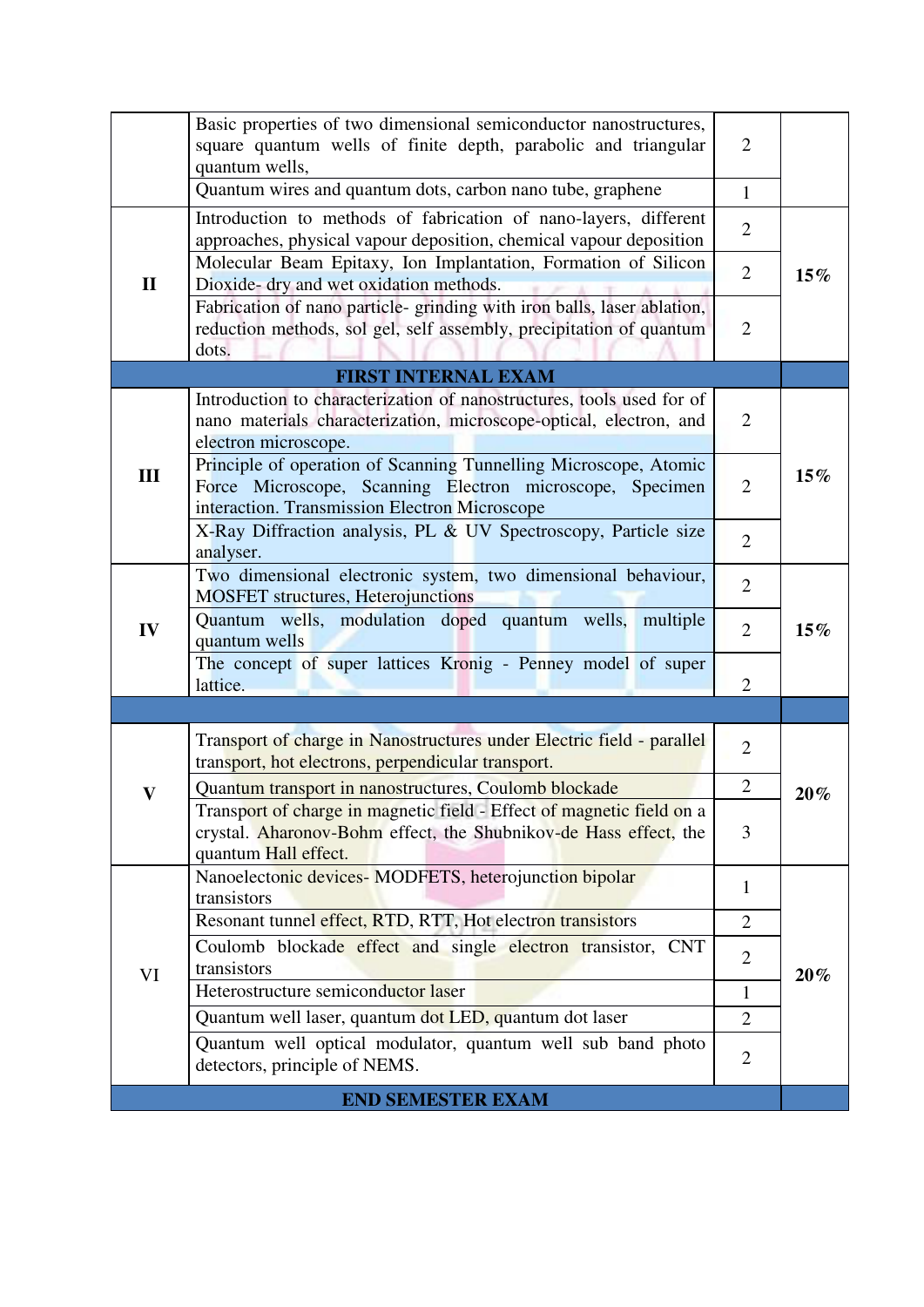| | | | |
|---|---|---|---|
| | Basic properties of two dimensional semiconductor nanostructures, square quantum wells of finite depth, parabolic and triangular quantum wells, | 2 | |
| | Quantum wires and quantum dots, carbon nano tube, graphene | 1 | |
| II | Introduction to methods of fabrication of nano-layers, different approaches, physical vapour deposition, chemical vapour deposition | 2 | **15%** |
| | Molecular Beam Epitaxy, Ion Implantation, Formation of Silicon Dioxide- dry and wet oxidation methods. | 2 | |
| | Fabrication of nano particle- grinding with iron balls, laser ablation, reduction methods, sol gel, self assembly, precipitation of quantum dots. | 2 | |
| **FIRST INTERNAL EXAM** | | | |
| III | Introduction to characterization of nanostructures, tools used for of nano materials characterization, microscope-optical, electron, and electron microscope. | 2 | **15%** |
| | Principle of operation of Scanning Tunnelling Microscope, Atomic Force Microscope, Scanning Electron microscope, Specimen interaction. Transmission Electron Microscope | 2 | |
| | X-Ray Diffraction analysis, PL & UV Spectroscopy, Particle size analyser. | 2 | |
| IV | Two dimensional electronic system, two dimensional behaviour, MOSFET structures, Heterojunctions | 2 | **15%** |
| | Quantum wells, modulation doped quantum wells, multiple quantum wells | 2 | |
| | The concept of super lattices Kronig - Penney model of super lattice. | 2 | |
| | | | |
| V | Transport of charge in Nanostructures under Electric field - parallel transport, hot electrons, perpendicular transport. | 2 | **20%** |
| | Quantum transport in nanostructures, Coulomb blockade | 2 | |
| | Transport of charge in magnetic field - Effect of magnetic field on a crystal. Aharonov-Bohm effect, the Shubnikov-de Hass effect, the quantum Hall effect. | 3 | |
| VI | Nanoelectonic devices- MODFETS, heterojunction bipolar transistors | 1 | **20%** |
| | Resonant tunnel effect, RTD, RTT, Hot electron transistors | 2 | |
| | Coulomb blockade effect and single electron transistor, CNT transistors | 2 | |
| | Heterostructure semiconductor laser | 1 | |
| | Quantum well laser, quantum dot LED, quantum dot laser | 2 | |
| | Quantum well optical modulator, quantum well sub band photo detectors, principle of NEMS. | 2 | |
| **END SEMESTER EXAM** | | | |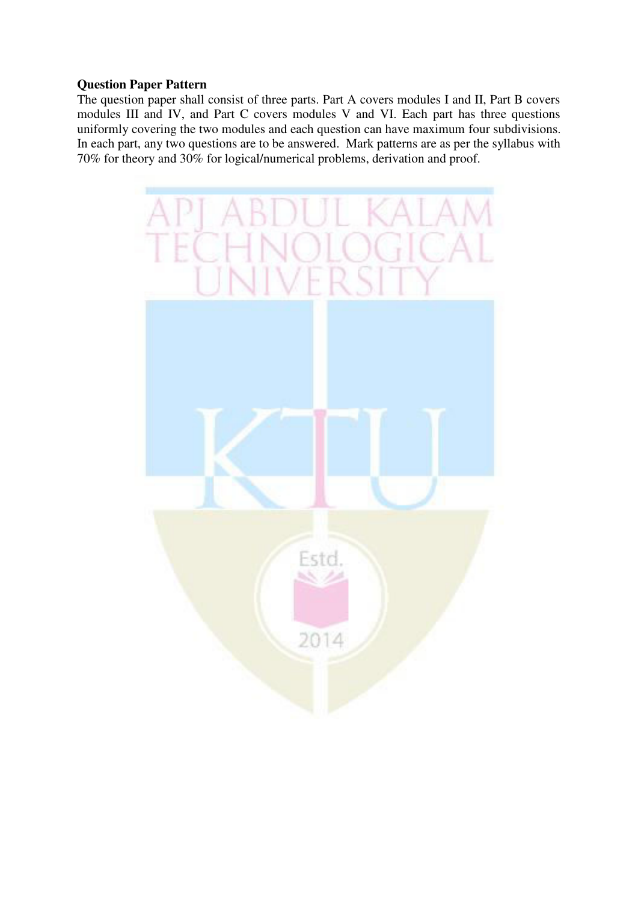**Question Paper Pattern**

The question paper shall consist of three parts. Part A covers modules I and II, Part B covers modules III and IV, and Part C covers modules V and VI. Each part has three questions uniformly covering the two modules and each question can have maximum four subdivisions. In each part, any two questions are to be answered. Mark patterns are as per the syllabus with 70% for theory and 30% for logical/numerical problems, derivation and proof.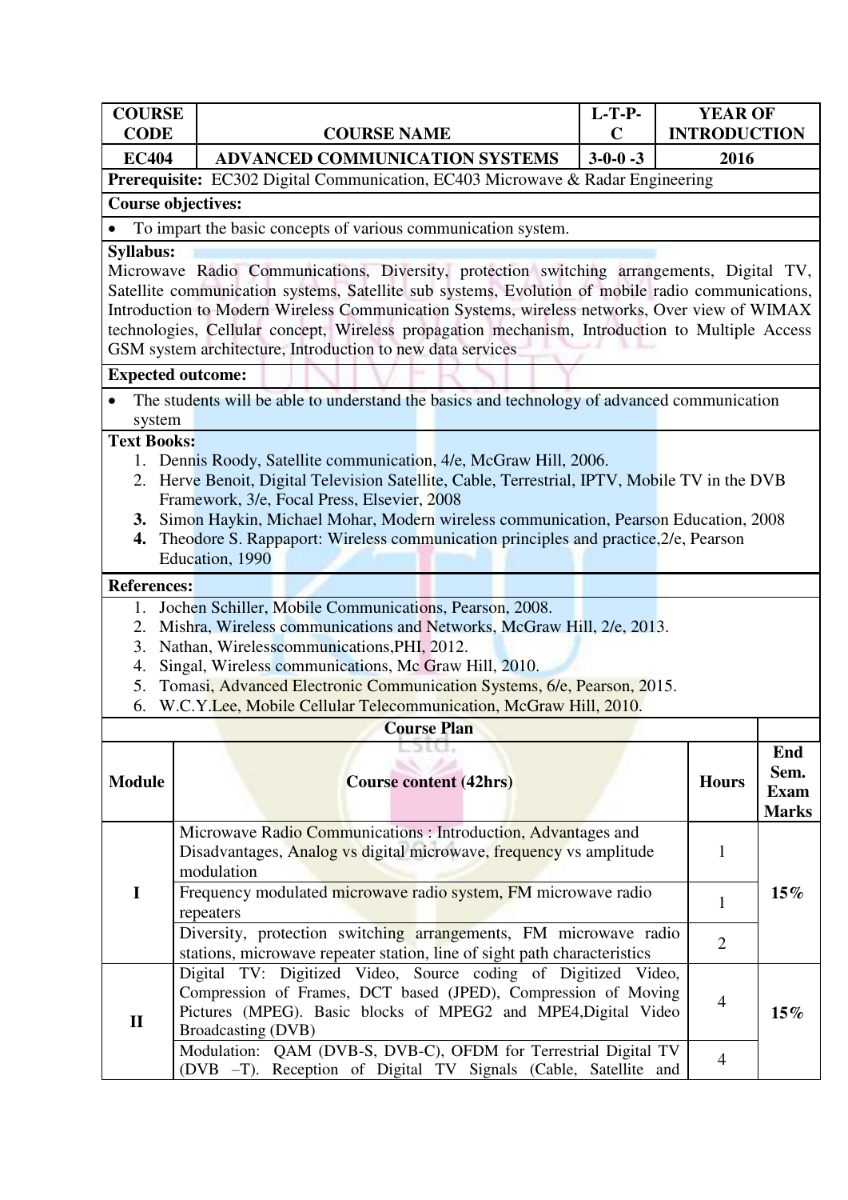| COURSE CODE | COURSE NAME | L-T-P-C | YEAR OF INTRODUCTION |
|---|---|---|---|
| EC404 | ADVANCED COMMUNICATION SYSTEMS | 3-0-0 -3 | 2016 |

**Prerequisite:** EC302 Digital Communication, EC403 Microwave & Radar Engineering

**Course objectives:**

- To impart the basic concepts of various communication system.

**Syllabus:**

Microwave Radio Communications, Diversity, protection switching arrangements, Digital TV, Satellite communication systems, Satellite sub systems, Evolution of mobile radio communications, Introduction to Modern Wireless Communication Systems, wireless networks, Over view of WIMAX technologies, Cellular concept, Wireless propagation mechanism, Introduction to Multiple Access GSM system architecture, Introduction to new data services

**Expected outcome:**

- The students will be able to understand the basics and technology of advanced communication system

**Text Books:**

1. Dennis Roody, Satellite communication, 4/e, McGraw Hill, 2006.
2. Herve Benoit, Digital Television Satellite, Cable, Terrestrial, IPTV, Mobile TV in the DVB Framework, 3/e, Focal Press, Elsevier, 2008
3. Simon Haykin, Michael Mohar, Modern wireless communication, Pearson Education, 2008
4. Theodore S. Rappaport: Wireless communication principles and practice,2/e, Pearson Education, 1990

**References:**

1. Jochen Schiller, Mobile Communications, Pearson, 2008.
2. Mishra, Wireless communications and Networks, McGraw Hill, 2/e, 2013.
3. Nathan, Wirelesscommunications,PHI, 2012.
4. Singal, Wireless communications, Mc Graw Hill, 2010.
5. Tomasi, Advanced Electronic Communication Systems, 6/e, Pearson, 2015.
6. W.C.Y.Lee, Mobile Cellular Telecommunication, McGraw Hill, 2010.

**Course Plan**

| Module | Course content (42hrs) | Hours | End Sem. Exam Marks |
|---|---|---|---|
| I | Microwave Radio Communications : Introduction, Advantages and Disadvantages, Analog vs digital microwave, frequency vs amplitude modulation | 1 | 15% |
| | Frequency modulated microwave radio system, FM microwave radio repeaters | 1 | |
| | Diversity, protection switching arrangements, FM microwave radio stations, microwave repeater station, line of sight path characteristics | 2 | |
| II | Digital TV: Digitized Video, Source coding of Digitized Video, Compression of Frames, DCT based (JPED), Compression of Moving Pictures (MPEG). Basic blocks of MPEG2 and MPE4,Digital Video Broadcasting (DVB) | 4 | 15% |
| | Modulation: QAM (DVB-S, DVB-C), OFDM for Terrestrial Digital TV (DVB –T). Reception of Digital TV Signals (Cable, Satellite and | 4 | |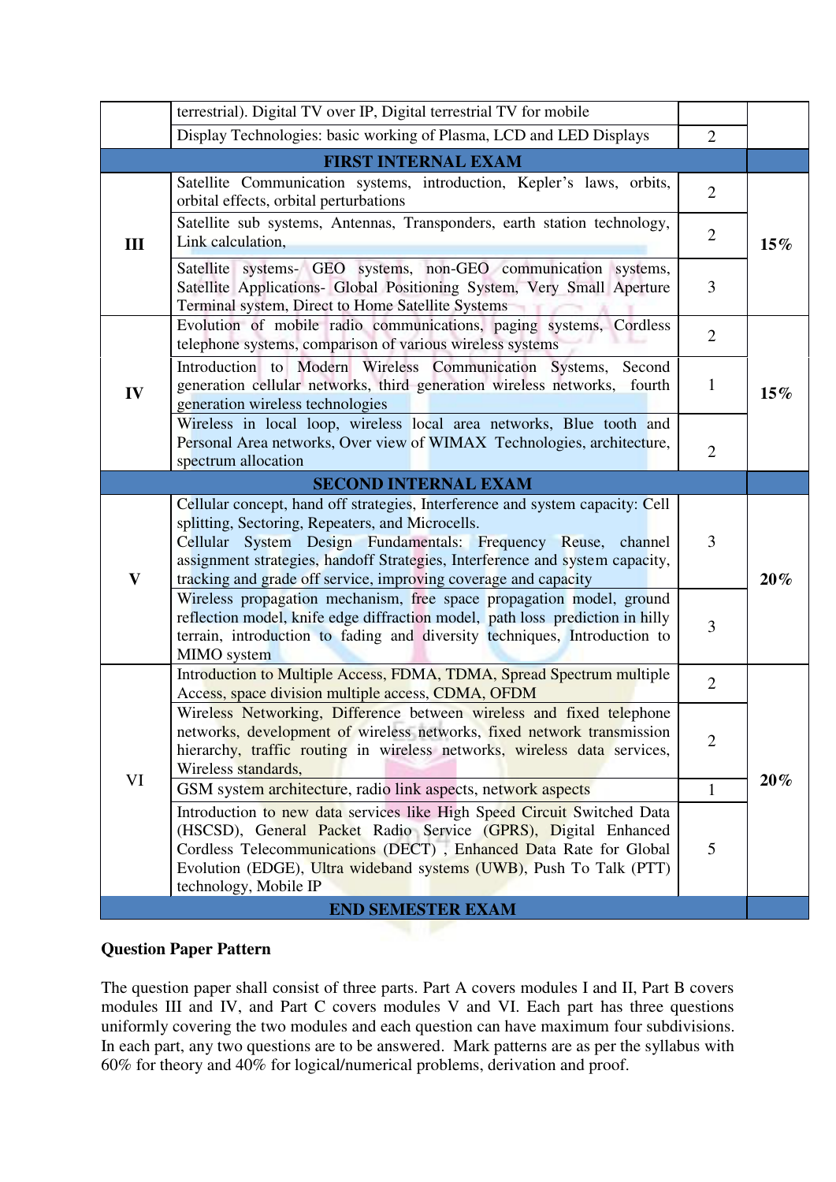| | | | |
|---|---|---|---|
| | terrestrial). Digital TV over IP, Digital terrestrial TV for mobile | | |
| | Display Technologies: basic working of Plasma, LCD and LED Displays | 2 | |
| **FIRST INTERNAL EXAM** | | | |
| III | Satellite Communication systems, introduction, Kepler's laws, orbits, orbital effects, orbital perturbations | 2 | 15% |
| | Satellite sub systems, Antennas, Transponders, earth station technology, Link calculation, | 2 | |
| | Satellite systems- GEO systems, non-GEO communication systems, Satellite Applications- Global Positioning System, Very Small Aperture Terminal system, Direct to Home Satellite Systems | 3 | |
| IV | Evolution of mobile radio communications, paging systems, Cordless telephone systems, comparison of various wireless systems | 2 | 15% |
| | Introduction to Modern Wireless Communication Systems, Second generation cellular networks, third generation wireless networks, fourth generation wireless technologies | 1 | |
| | Wireless in local loop, wireless local area networks, Blue tooth and Personal Area networks, Over view of WIMAX Technologies, architecture, spectrum allocation | 2 | |
| **SECOND INTERNAL EXAM** | | | |
| V | Cellular concept, hand off strategies, Interference and system capacity: Cell splitting, Sectoring, Repeaters, and Microcells. Cellular System Design Fundamentals: Frequency Reuse, channel assignment strategies, handoff Strategies, Interference and system capacity, tracking and grade off service, improving coverage and capacity | 3 | 20% |
| | Wireless propagation mechanism, free space propagation model, ground reflection model, knife edge diffraction model, path loss prediction in hilly terrain, introduction to fading and diversity techniques, Introduction to MIMO system | 3 | |
| VI | Introduction to Multiple Access, FDMA, TDMA, Spread Spectrum multiple Access, space division multiple access, CDMA, OFDM | 2 | 20% |
| | Wireless Networking, Difference between wireless and fixed telephone networks, development of wireless networks, fixed network transmission hierarchy, traffic routing in wireless networks, wireless data services, Wireless standards, | 2 | |
| | GSM system architecture, radio link aspects, network aspects | 1 | |
| | Introduction to new data services like High Speed Circuit Switched Data (HSCSD), General Packet Radio Service (GPRS), Digital Enhanced Cordless Telecommunications (DECT) , Enhanced Data Rate for Global Evolution (EDGE), Ultra wideband systems (UWB), Push To Talk (PTT) technology, Mobile IP | 5 | |
| **END SEMESTER EXAM** | | | |

**Question Paper Pattern**

The question paper shall consist of three parts. Part A covers modules I and II, Part B covers modules III and IV, and Part C covers modules V and VI. Each part has three questions uniformly covering the two modules and each question can have maximum four subdivisions. In each part, any two questions are to be answered. Mark patterns are as per the syllabus with 60% for theory and 40% for logical/numerical problems, derivation and proof.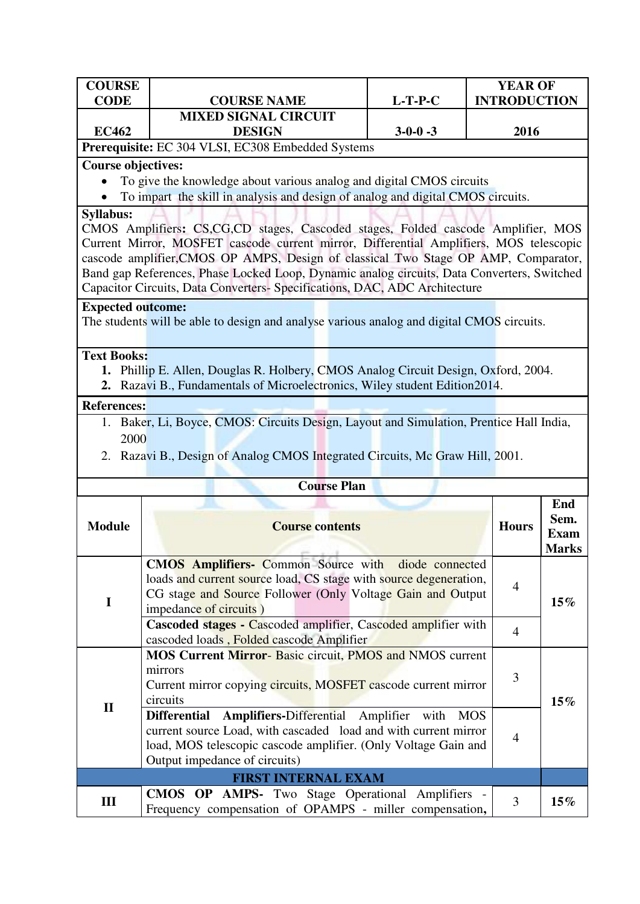| COURSE CODE | COURSE NAME | L-T-P-C | YEAR OF INTRODUCTION |
|---|---|---|---|
| EC462 | MIXED SIGNAL CIRCUIT DESIGN | 3-0-0 -3 | 2016 |

**Prerequisite:** EC 304 VLSI, EC308 Embedded Systems

**Course objectives:**

- To give the knowledge about various analog and digital CMOS circuits
- To impart the skill in analysis and design of analog and digital CMOS circuits.

**Syllabus:**

CMOS Amplifiers**:** CS,CG,CD stages, Cascoded stages, Folded cascode Amplifier, MOS Current Mirror, MOSFET cascode current mirror, Differential Amplifiers, MOS telescopic cascode amplifier,CMOS OP AMPS, Design of classical Two Stage OP AMP, Comparator, Band gap References, Phase Locked Loop, Dynamic analog circuits, Data Converters, Switched Capacitor Circuits, Data Converters- Specifications, DAC, ADC Architecture

**Expected outcome:**

The students will be able to design and analyse various analog and digital CMOS circuits.

**Text Books:**

1. Phillip E. Allen, Douglas R. Holbery, CMOS Analog Circuit Design, Oxford, 2004.
2. Razavi B., Fundamentals of Microelectronics, Wiley student Edition2014.

**References:**

1. Baker, Li, Boyce, CMOS: Circuits Design, Layout and Simulation, Prentice Hall India, 2000
2. Razavi B., Design of Analog CMOS Integrated Circuits, Mc Graw Hill, 2001.

**Course Plan**

| Module | Course contents | Hours | End Sem. Exam Marks |
|---|---|---|---|
| I | **CMOS Amplifiers-** Common Source with diode connected loads and current source load, CS stage with source degeneration, CG stage and Source Follower (Only Voltage Gain and Output impedance of circuits ) | 4 | 15% |
| | **Cascoded stages -** Cascoded amplifier, Cascoded amplifier with cascoded loads , Folded cascode Amplifier | 4 | |
| II | **MOS Current Mirror**- Basic circuit, PMOS and NMOS current mirrors<br>Current mirror copying circuits, MOSFET cascode current mirror circuits | 3 | 15% |
| | **Differential Amplifiers-**Differential Amplifier with MOS current source Load, with cascaded load and with current mirror load, MOS telescopic cascode amplifier. (Only Voltage Gain and Output impedance of circuits) | 4 | |
| | **FIRST INTERNAL EXAM** | | |
| III | **CMOS OP AMPS-** Two Stage Operational Amplifiers - Frequency compensation of OPAMPS - miller compensation**,** | 3 | 15% |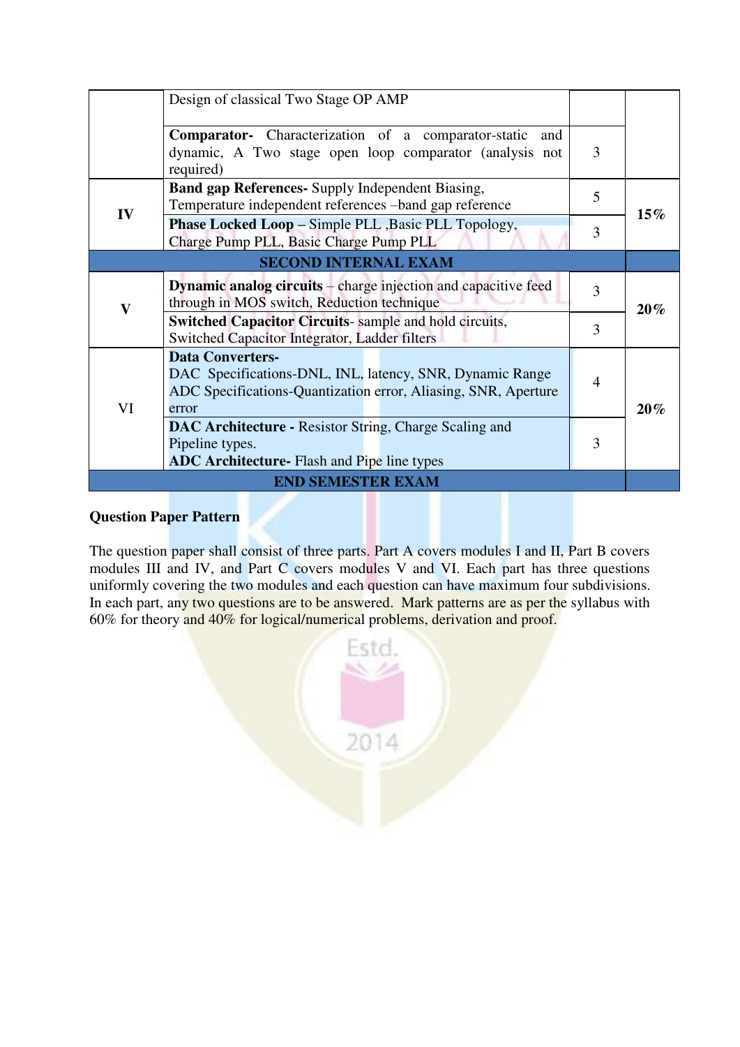| | | | |
|---|---|---|---|
| | Design of classical Two Stage OP AMP | | |
| | **Comparator-** Characterization of a comparator-static and dynamic, A Two stage open loop comparator (analysis not required) | 3 | |
| **IV** | **Band gap References-** Supply Independent Biasing, Temperature independent references –band gap reference | 5 | **15%** |
| | **Phase Locked Loop** – Simple PLL ,Basic PLL Topology, Charge Pump PLL, Basic Charge Pump PLL | 3 | |
| **SECOND INTERNAL EXAM** | | | |
| **V** | **Dynamic analog circuits** – charge injection and capacitive feed through in MOS switch, Reduction technique | 3 | **20%** |
| | **Switched Capacitor Circuits**- sample and hold circuits, Switched Capacitor Integrator, Ladder filters | 3 | |
| VI | **Data Converters-**<br>DAC Specifications-DNL, INL, latency, SNR, Dynamic Range<br>ADC Specifications-Quantization error, Aliasing, SNR, Aperture error | 4 | **20%** |
| | **DAC Architecture -** Resistor String, Charge Scaling and Pipeline types.<br>**ADC Architecture-** Flash and Pipe line types | 3 | |
| **END SEMESTER EXAM** | | | |

**Question Paper Pattern**

The question paper shall consist of three parts. Part A covers modules I and II, Part B covers modules III and IV, and Part C covers modules V and VI. Each part has three questions uniformly covering the two modules and each question can have maximum four subdivisions. In each part, any two questions are to be answered. Mark patterns are as per the syllabus with 60% for theory and 40% for logical/numerical problems, derivation and proof.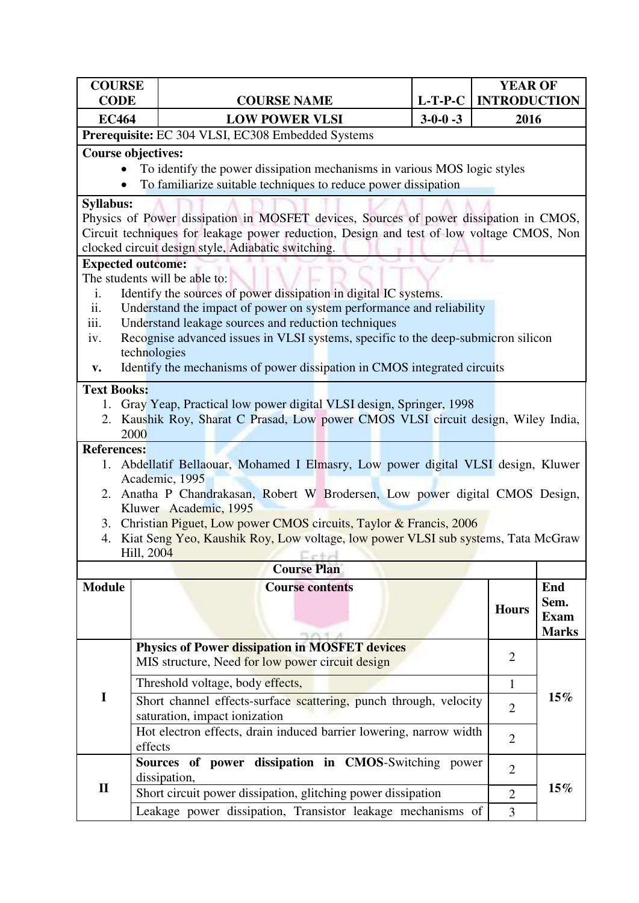| COURSE CODE | COURSE NAME | L-T-P-C | YEAR OF INTRODUCTION |
|---|---|---|---|
| EC464 | LOW POWER VLSI | 3-0-0 -3 | 2016 |

**Prerequisite:** EC 304 VLSI, EC308 Embedded Systems

**Course objectives:**

- To identify the power dissipation mechanisms in various MOS logic styles
- To familiarize suitable techniques to reduce power dissipation

**Syllabus:**

Physics of Power dissipation in MOSFET devices, Sources of power dissipation in CMOS, Circuit techniques for leakage power reduction, Design and test of low voltage CMOS, Non clocked circuit design style, Adiabatic switching.

**Expected outcome:**

The students will be able to:

i. Identify the sources of power dissipation in digital IC systems.
ii. Understand the impact of power on system performance and reliability
iii. Understand leakage sources and reduction techniques
iv. Recognise advanced issues in VLSI systems, specific to the deep-submicron silicon technologies
**v.** Identify the mechanisms of power dissipation in CMOS integrated circuits

**Text Books:**

1. Gray Yeap, Practical low power digital VLSI design, Springer, 1998
2. Kaushik Roy, Sharat C Prasad, Low power CMOS VLSI circuit design, Wiley India, 2000

**References:**

1. Abdellatif Bellaouar, Mohamed I Elmasry, Low power digital VLSI design, Kluwer Academic, 1995
2. Anatha P Chandrakasan, Robert W Brodersen, Low power digital CMOS Design, Kluwer Academic, 1995
3. Christian Piguet, Low power CMOS circuits, Taylor & Francis, 2006
4. Kiat Seng Yeo, Kaushik Roy, Low voltage, low power VLSI sub systems, Tata McGraw Hill, 2004

**Course Plan**

| Module | Course contents | Hours | End Sem. Exam Marks |
|---|---|---|---|
| I | **Physics of Power dissipation in MOSFET devices** MIS structure, Need for low power circuit design | 2 | 15% |
| | Threshold voltage, body effects, | 1 | |
| | Short channel effects-surface scattering, punch through, velocity saturation, impact ionization | 2 | |
| | Hot electron effects, drain induced barrier lowering, narrow width effects | 2 | |
| II | **Sources of power dissipation in CMOS**-Switching power dissipation, | 2 | 15% |
| | Short circuit power dissipation, glitching power dissipation | 2 | |
| | Leakage power dissipation, Transistor leakage mechanisms of | 3 | |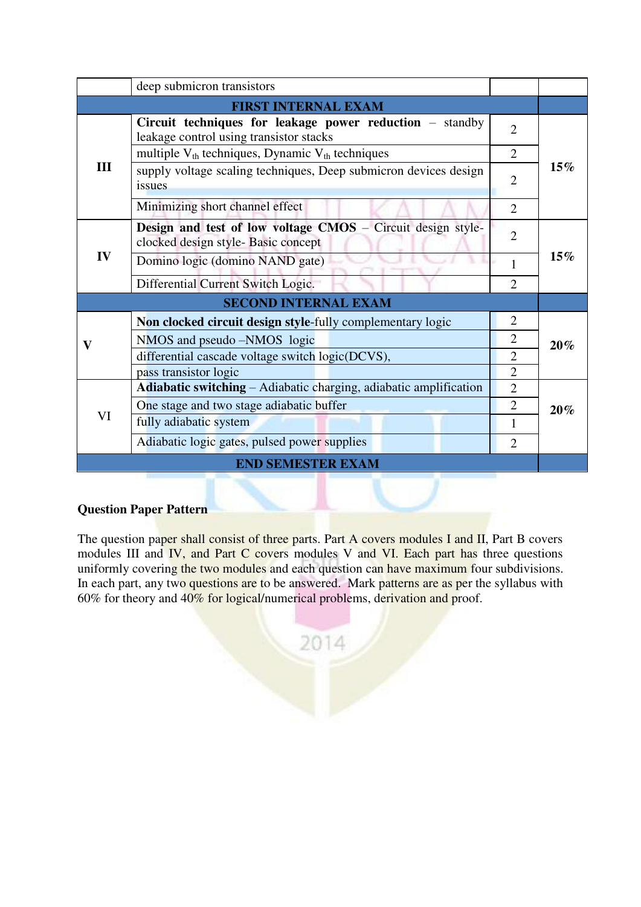| | | | |
|---|---|---|---|
| | deep submicron transistors | | |
| | **FIRST INTERNAL EXAM** | | |
| **III** | **Circuit techniques for leakage power reduction** – standby leakage control using transistor stacks | 2 | **15%** |
| | multiple $V_{th}$ techniques, Dynamic $V_{th}$ techniques | 2 | |
| | supply voltage scaling techniques, Deep submicron devices design issues | 2 | |
| | Minimizing short channel effect | 2 | |
| **IV** | **Design and test of low voltage CMOS** – Circuit design style-clocked design style- Basic concept | 2 | **15%** |
| | Domino logic (domino NAND gate) | 1 | |
| | Differential Current Switch Logic. | 2 | |
| | **SECOND INTERNAL EXAM** | | |
| **V** | **Non clocked circuit design style**-fully complementary logic | 2 | **20%** |
| | NMOS and pseudo –NMOS logic | 2 | |
| | differential cascade voltage switch logic(DCVS), | 2 | |
| | pass transistor logic | 2 | |
| VI | **Adiabatic switching** – Adiabatic charging, adiabatic amplification | 2 | **20%** |
| | One stage and two stage adiabatic buffer | 2 | |
| | fully adiabatic system | 1 | |
| | Adiabatic logic gates, pulsed power supplies | 2 | |
| | **END SEMESTER EXAM** | | |

**Question Paper Pattern**

The question paper shall consist of three parts. Part A covers modules I and II, Part B covers modules III and IV, and Part C covers modules V and VI. Each part has three questions uniformly covering the two modules and each question can have maximum four subdivisions. In each part, any two questions are to be answered. Mark patterns are as per the syllabus with 60% for theory and 40% for logical/numerical problems, derivation and proof.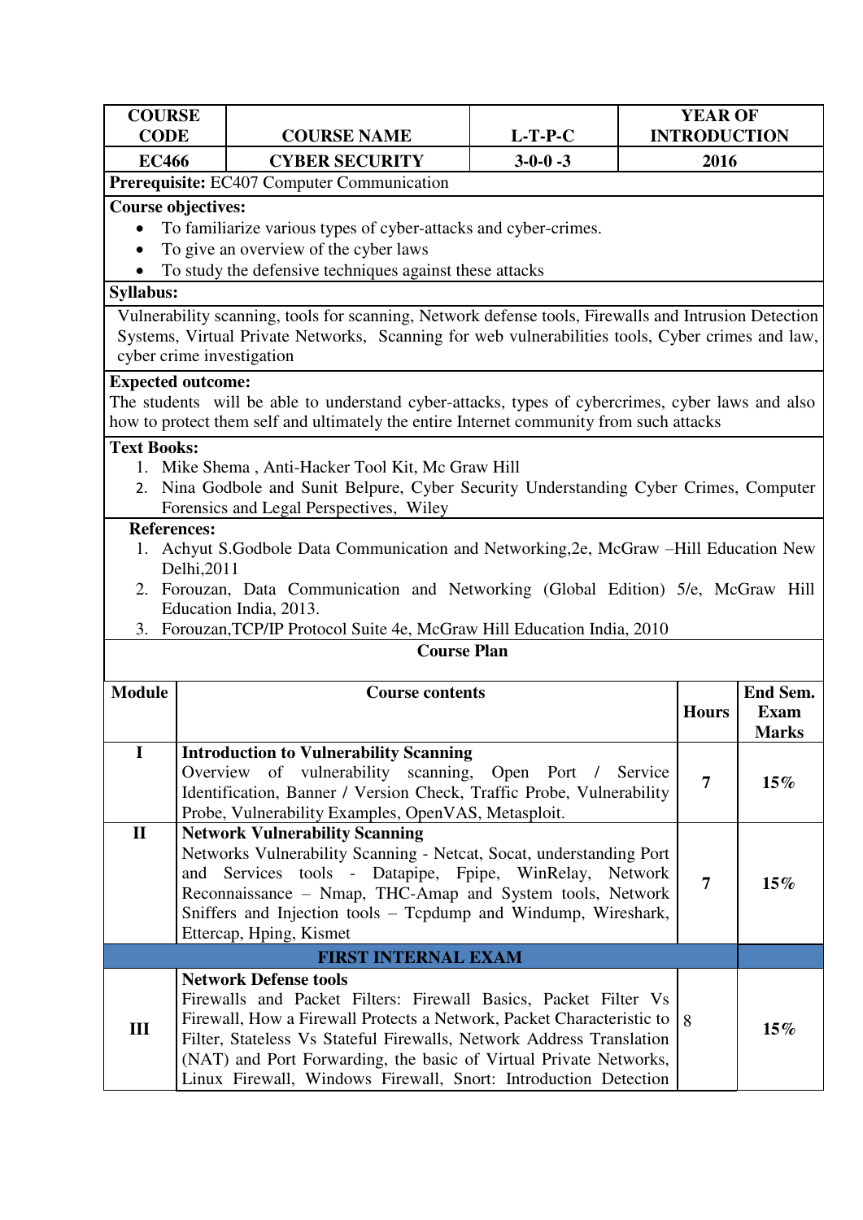| COURSE CODE | COURSE NAME | L-T-P-C | YEAR OF INTRODUCTION |
|---|---|---|---|
| EC466 | CYBER SECURITY | 3-0-0 -3 | 2016 |

**Prerequisite:** EC407 Computer Communication

**Course objectives:**

- To familiarize various types of cyber-attacks and cyber-crimes.
- To give an overview of the cyber laws
- To study the defensive techniques against these attacks

**Syllabus:**

Vulnerability scanning, tools for scanning, Network defense tools, Firewalls and Intrusion Detection Systems, Virtual Private Networks, Scanning for web vulnerabilities tools, Cyber crimes and law, cyber crime investigation

**Expected outcome:**

The students will be able to understand cyber-attacks, types of cybercrimes, cyber laws and also how to protect them self and ultimately the entire Internet community from such attacks

**Text Books:**

1. Mike Shema , Anti-Hacker Tool Kit, Mc Graw Hill
2. Nina Godbole and Sunit Belpure, Cyber Security Understanding Cyber Crimes, Computer Forensics and Legal Perspectives, Wiley

**References:**

1. Achyut S.Godbole Data Communication and Networking,2e, McGraw –Hill Education New Delhi,2011
2. Forouzan, Data Communication and Networking (Global Edition) 5/e, McGraw Hill Education India, 2013.
3. Forouzan,TCP/IP Protocol Suite 4e, McGraw Hill Education India, 2010

**Course Plan**

| Module | Course contents | Hours | End Sem. Exam Marks |
|---|---|---|---|
| I | **Introduction to Vulnerability Scanning** Overview of vulnerability scanning, Open Port / Service Identification, Banner / Version Check, Traffic Probe, Vulnerability Probe, Vulnerability Examples, OpenVAS, Metasploit. | 7 | 15% |
| II | **Network Vulnerability Scanning** Networks Vulnerability Scanning - Netcat, Socat, understanding Port and Services tools - Datapipe, Fpipe, WinRelay, Network Reconnaissance – Nmap, THC-Amap and System tools, Network Sniffers and Injection tools – Tcpdump and Windump, Wireshark, Ettercap, Hping, Kismet | 7 | 15% |
| | **FIRST INTERNAL EXAM** | | |
| III | **Network Defense tools** Firewalls and Packet Filters: Firewall Basics, Packet Filter Vs Firewall, How a Firewall Protects a Network, Packet Characteristic to Filter, Stateless Vs Stateful Firewalls, Network Address Translation (NAT) and Port Forwarding, the basic of Virtual Private Networks, Linux Firewall, Windows Firewall, Snort: Introduction Detection | 8 | 15% |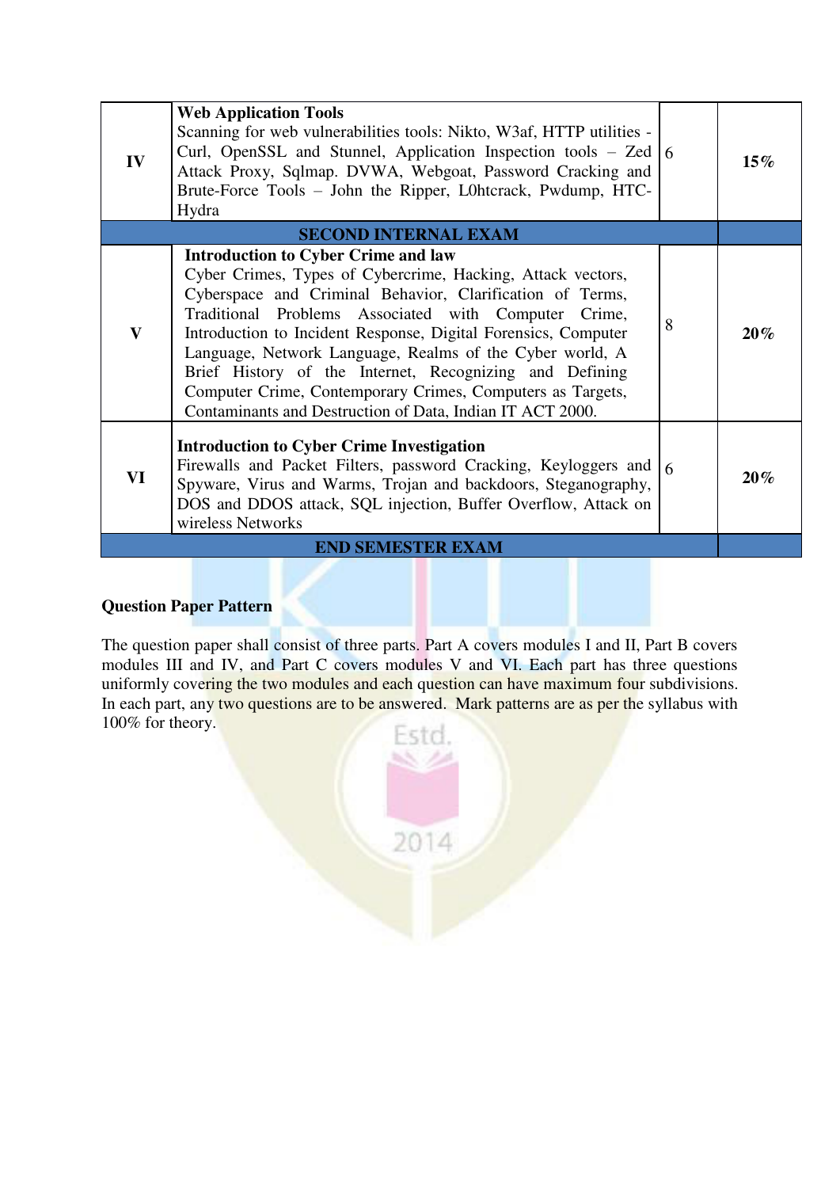| | | | |
|---|---|---|---|
| IV | **Web Application Tools**<br>Scanning for web vulnerabilities tools: Nikto, W3af, HTTP utilities - Curl, OpenSSL and Stunnel, Application Inspection tools – Zed Attack Proxy, Sqlmap. DVWA, Webgoat, Password Cracking and Brute-Force Tools – John the Ripper, L0htcrack, Pwdump, HTC-Hydra | 6 | **15%** |
| | **SECOND INTERNAL EXAM** | | |
| V | **Introduction to Cyber Crime and law**<br>Cyber Crimes, Types of Cybercrime, Hacking, Attack vectors, Cyberspace and Criminal Behavior, Clarification of Terms, Traditional Problems Associated with Computer Crime, Introduction to Incident Response, Digital Forensics, Computer Language, Network Language, Realms of the Cyber world, A Brief History of the Internet, Recognizing and Defining Computer Crime, Contemporary Crimes, Computers as Targets, Contaminants and Destruction of Data, Indian IT ACT 2000. | 8 | **20%** |
| VI | **Introduction to Cyber Crime Investigation**<br>Firewalls and Packet Filters, password Cracking, Keyloggers and Spyware, Virus and Warms, Trojan and backdoors, Steganography, DOS and DDOS attack, SQL injection, Buffer Overflow, Attack on wireless Networks | 6 | **20%** |
| | **END SEMESTER EXAM** | | |

**Question Paper Pattern**

The question paper shall consist of three parts. Part A covers modules I and II, Part B covers modules III and IV, and Part C covers modules V and VI. Each part has three questions uniformly covering the two modules and each question can have maximum four subdivisions. In each part, any two questions are to be answered. Mark patterns are as per the syllabus with 100% for theory.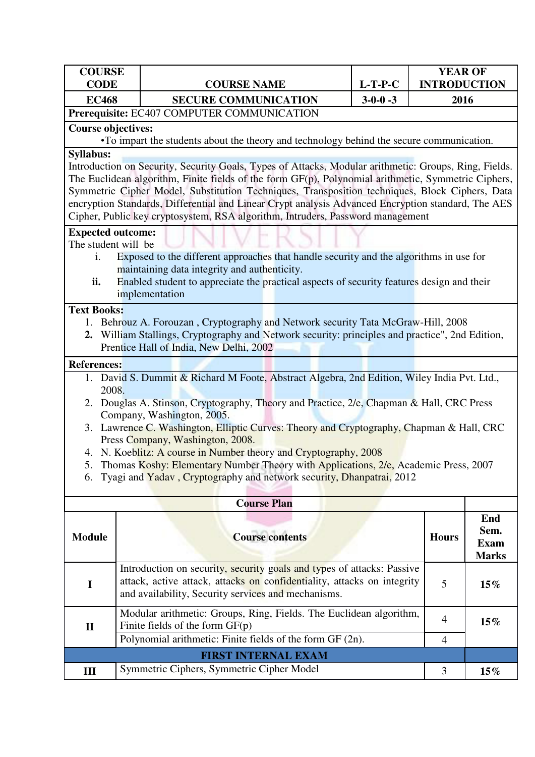| COURSE CODE | COURSE NAME | L-T-P-C | YEAR OF INTRODUCTION |
|---|---|---|---|
| EC468 | SECURE COMMUNICATION | 3-0-0 -3 | 2016 |

**Prerequisite:** EC407 COMPUTER COMMUNICATION

**Course objectives:**

- To impart the students about the theory and technology behind the secure communication.

**Syllabus:**

Introduction on Security, Security Goals, Types of Attacks, Modular arithmetic: Groups, Ring, Fields. The Euclidean algorithm, Finite fields of the form GF(p), Polynomial arithmetic, Symmetric Ciphers, Symmetric Cipher Model, Substitution Techniques, Transposition techniques, Block Ciphers, Data encryption Standards, Differential and Linear Crypt analysis Advanced Encryption standard, The AES Cipher, Public key cryptosystem, RSA algorithm, Intruders, Password management

**Expected outcome:**

The student will be

i. Exposed to the different approaches that handle security and the algorithms in use for maintaining data integrity and authenticity.

**ii.** Enabled student to appreciate the practical aspects of security features design and their implementation

**Text Books:**

1. Behrouz A. Forouzan , Cryptography and Network security Tata McGraw-Hill, 2008
2. William Stallings, Cryptography and Network security: principles and practice", 2nd Edition, Prentice Hall of India, New Delhi, 2002

**References:**

1. David S. Dummit & Richard M Foote, Abstract Algebra, 2nd Edition, Wiley India Pvt. Ltd., 2008.
2. Douglas A. Stinson, Cryptography, Theory and Practice, 2/e, Chapman & Hall, CRC Press Company, Washington, 2005.
3. Lawrence C. Washington, Elliptic Curves: Theory and Cryptography, Chapman & Hall, CRC Press Company, Washington, 2008.
4. N. Koeblitz: A course in Number theory and Cryptography, 2008
5. Thomas Koshy: Elementary Number Theory with Applications, 2/e, Academic Press, 2007
6. Tyagi and Yadav , Cryptography and network security, Dhanpatrai, 2012

**Course Plan**

| Module | Course contents | Hours | End Sem. Exam Marks |
|---|---|---|---|
| I | Introduction on security, security goals and types of attacks: Passive attack, active attack, attacks on confidentiality, attacks on integrity and availability, Security services and mechanisms. | 5 | 15% |
| II | Modular arithmetic: Groups, Ring, Fields. The Euclidean algorithm, Finite fields of the form GF(p) | 4 | 15% |
| | Polynomial arithmetic: Finite fields of the form GF (2n). | 4 | |
| **FIRST INTERNAL EXAM** | | | |
| III | Symmetric Ciphers, Symmetric Cipher Model | 3 | 15% |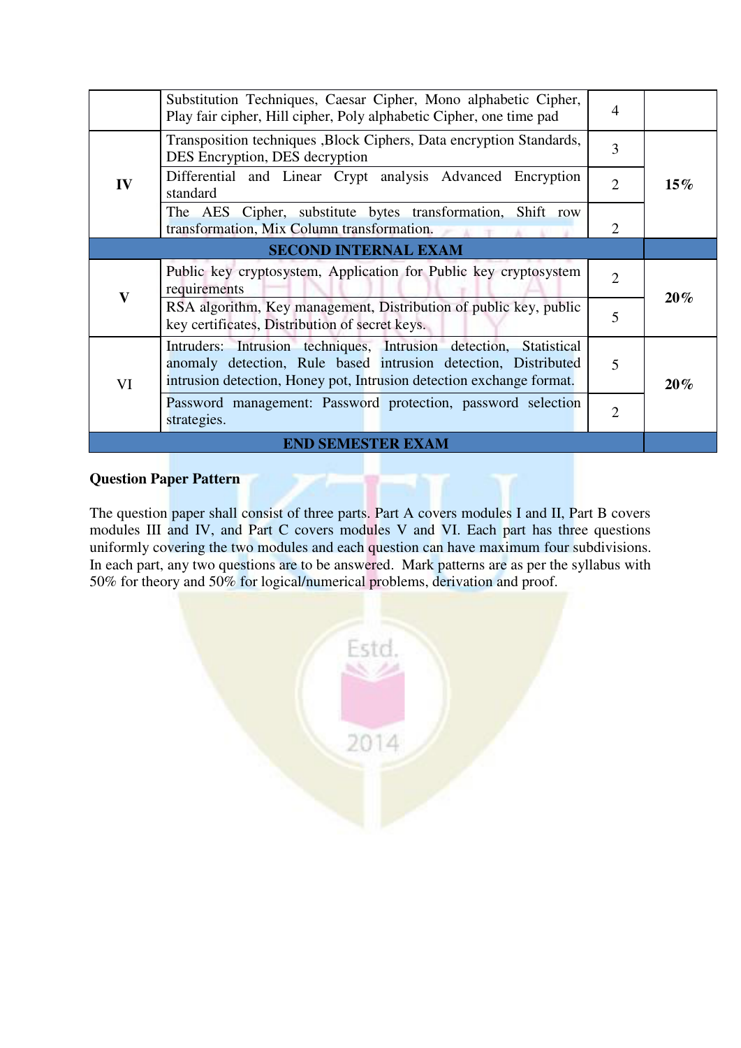| | | | |
|---|---|---|---|
| | Substitution Techniques, Caesar Cipher, Mono alphabetic Cipher, Play fair cipher, Hill cipher, Poly alphabetic Cipher, one time pad | 4 | |
| **IV** | Transposition techniques ,Block Ciphers, Data encryption Standards, DES Encryption, DES decryption | 3 | **15%** |
| | Differential and Linear Crypt analysis Advanced Encryption standard | 2 | |
| | The AES Cipher, substitute bytes transformation, Shift row transformation, Mix Column transformation. | 2 | |
| **SECOND INTERNAL EXAM** | | | |
| **V** | Public key cryptosystem, Application for Public key cryptosystem requirements | 2 | **20%** |
| | RSA algorithm, Key management, Distribution of public key, public key certificates, Distribution of secret keys. | 5 | |
| VI | Intruders: Intrusion techniques, Intrusion detection, Statistical anomaly detection, Rule based intrusion detection, Distributed intrusion detection, Honey pot, Intrusion detection exchange format. | 5 | **20%** |
| | Password management: Password protection, password selection strategies. | 2 | |
| **END SEMESTER EXAM** | | | |

**Question Paper Pattern**

The question paper shall consist of three parts. Part A covers modules I and II, Part B covers modules III and IV, and Part C covers modules V and VI. Each part has three questions uniformly covering the two modules and each question can have maximum four subdivisions. In each part, any two questions are to be answered. Mark patterns are as per the syllabus with 50% for theory and 50% for logical/numerical problems, derivation and proof.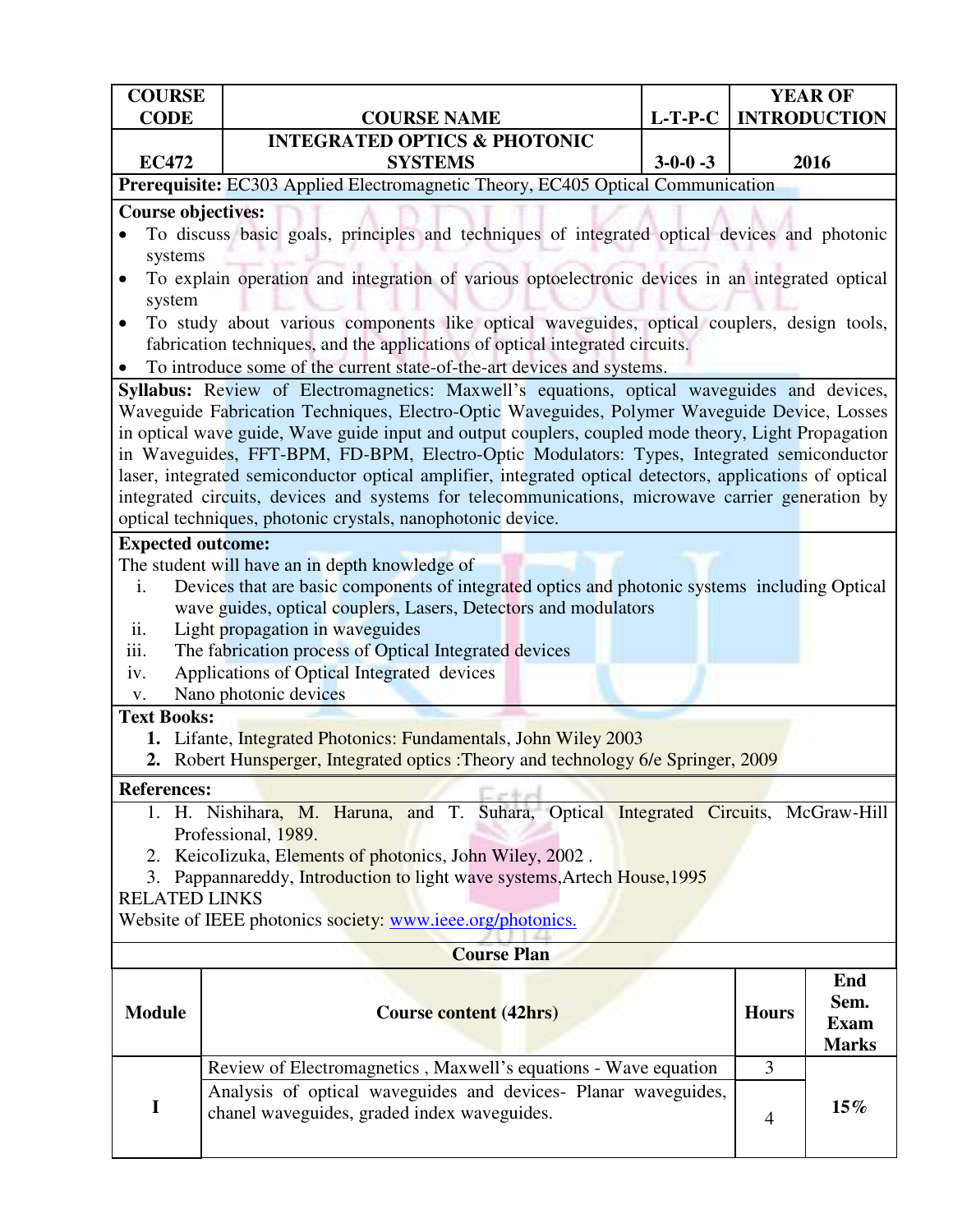| COURSE CODE | COURSE NAME | L-T-P-C | YEAR OF INTRODUCTION |
|---|---|---|---|
| EC472 | INTEGRATED OPTICS & PHOTONIC SYSTEMS | 3-0-0 -3 | 2016 |

**Prerequisite:** EC303 Applied Electromagnetic Theory, EC405 Optical Communication

**Course objectives:**

- To discuss basic goals, principles and techniques of integrated optical devices and photonic systems
- To explain operation and integration of various optoelectronic devices in an integrated optical system
- To study about various components like optical waveguides, optical couplers, design tools, fabrication techniques, and the applications of optical integrated circuits.
- To introduce some of the current state-of-the-art devices and systems.

**Syllabus:** Review of Electromagnetics: Maxwell's equations, optical waveguides and devices, Waveguide Fabrication Techniques, Electro-Optic Waveguides, Polymer Waveguide Device, Losses in optical wave guide, Wave guide input and output couplers, coupled mode theory, Light Propagation in Waveguides, FFT-BPM, FD-BPM, Electro-Optic Modulators: Types, Integrated semiconductor laser, integrated semiconductor optical amplifier, integrated optical detectors, applications of optical integrated circuits, devices and systems for telecommunications, microwave carrier generation by optical techniques, photonic crystals, nanophotonic device.

**Expected outcome:**

The student will have an in depth knowledge of

1. Devices that are basic components of integrated optics and photonic systems including Optical wave guides, optical couplers, Lasers, Detectors and modulators
2. Light propagation in waveguides
3. The fabrication process of Optical Integrated devices
4. Applications of Optical Integrated devices
5. Nano photonic devices

**Text Books:**

1. Lifante, Integrated Photonics: Fundamentals, John Wiley 2003
2. Robert Hunsperger, Integrated optics :Theory and technology 6/e Springer, 2009

**References:**

1. H. Nishihara, M. Haruna, and T. Suhara, Optical Integrated Circuits, McGraw-Hill Professional, 1989.
2. KeicoIizuka, Elements of photonics, John Wiley, 2002 .
3. Pappannareddy, Introduction to light wave systems,Artech House,1995

RELATED LINKS

Website of IEEE photonics society: www.ieee.org/photonics.

**Course Plan**

| Module | Course content (42hrs) | Hours | End Sem. Exam Marks |
|---|---|---|---|
| I | Review of Electromagnetics , Maxwell's equations - Wave equation | 3 | 15% |
| | Analysis of optical waveguides and devices- Planar waveguides, chanel waveguides, graded index waveguides. | 4 | |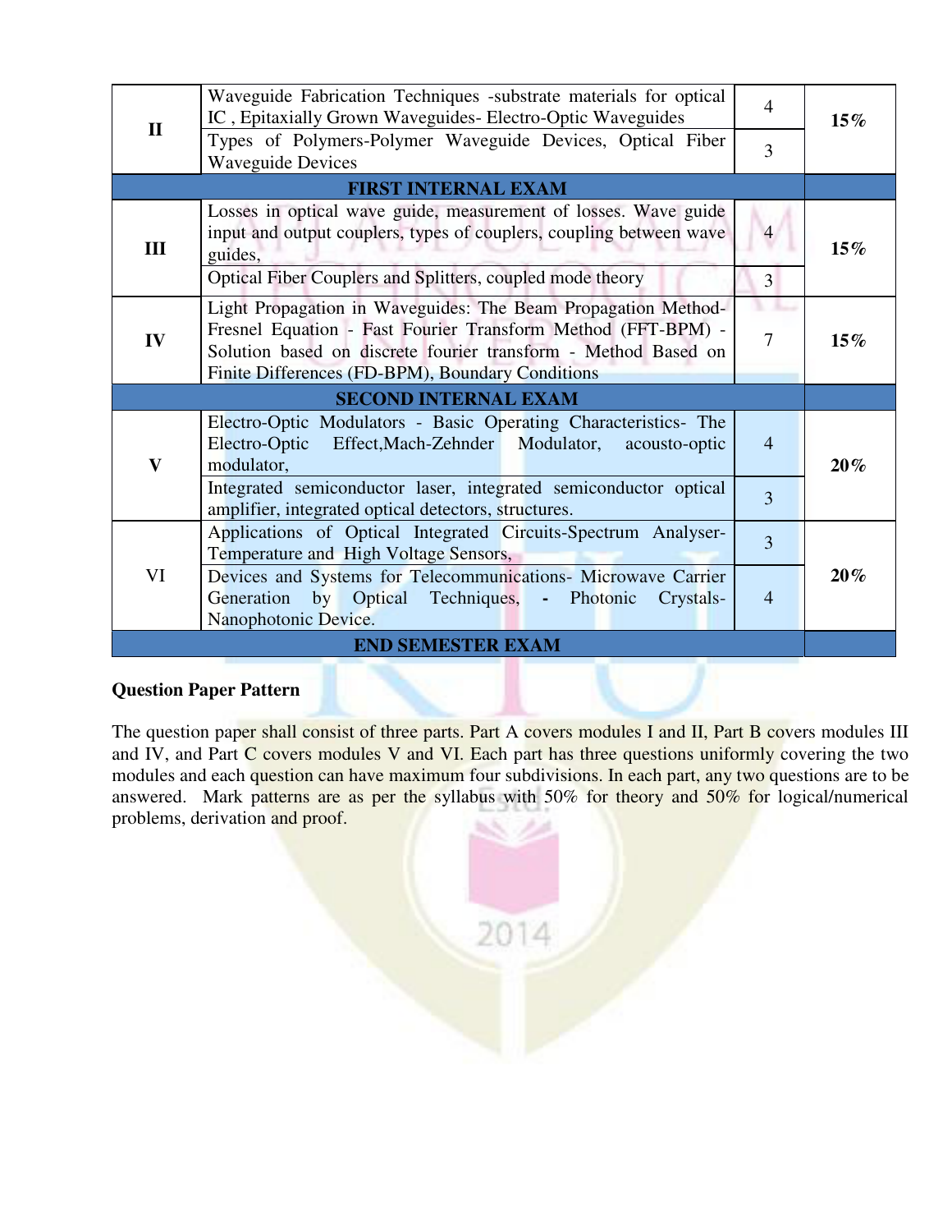| Module | Contents | Hours | Sem. Exam Marks |
|---|---|---|---|
| **II** | Waveguide Fabrication Techniques -substrate materials for optical IC , Epitaxially Grown Waveguides- Electro-Optic Waveguides | 4 | **15%** |
| | Types of Polymers-Polymer Waveguide Devices, Optical Fiber Waveguide Devices | 3 | |
| **FIRST INTERNAL EXAM** | | | |
| **III** | Losses in optical wave guide, measurement of losses. Wave guide input and output couplers, types of couplers, coupling between wave guides, | 4 | **15%** |
| | Optical Fiber Couplers and Splitters, coupled mode theory | 3 | |
| **IV** | Light Propagation in Waveguides: The Beam Propagation Method- Fresnel Equation - Fast Fourier Transform Method (FFT-BPM) - Solution based on discrete fourier transform - Method Based on Finite Differences (FD-BPM), Boundary Conditions | 7 | **15%** |
| **SECOND INTERNAL EXAM** | | | |
| **V** | Electro-Optic Modulators - Basic Operating Characteristics- The Electro-Optic Effect,Mach-Zehnder Modulator, acousto-optic modulator, | 4 | **20%** |
| | Integrated semiconductor laser, integrated semiconductor optical amplifier, integrated optical detectors, structures. | 3 | |
| VI | Applications of Optical Integrated Circuits-Spectrum Analyser-Temperature and High Voltage Sensors, | 3 | **20%** |
| | Devices and Systems for Telecommunications- Microwave Carrier Generation by Optical Techniques, - Photonic Crystals-Nanophotonic Device. | 4 | |
| **END SEMESTER EXAM** | | | |

**Question Paper Pattern**

The question paper shall consist of three parts. Part A covers modules I and II, Part B covers modules III and IV, and Part C covers modules V and VI. Each part has three questions uniformly covering the two modules and each question can have maximum four subdivisions. In each part, any two questions are to be answered. Mark patterns are as per the syllabus with 50% for theory and 50% for logical/numerical problems, derivation and proof.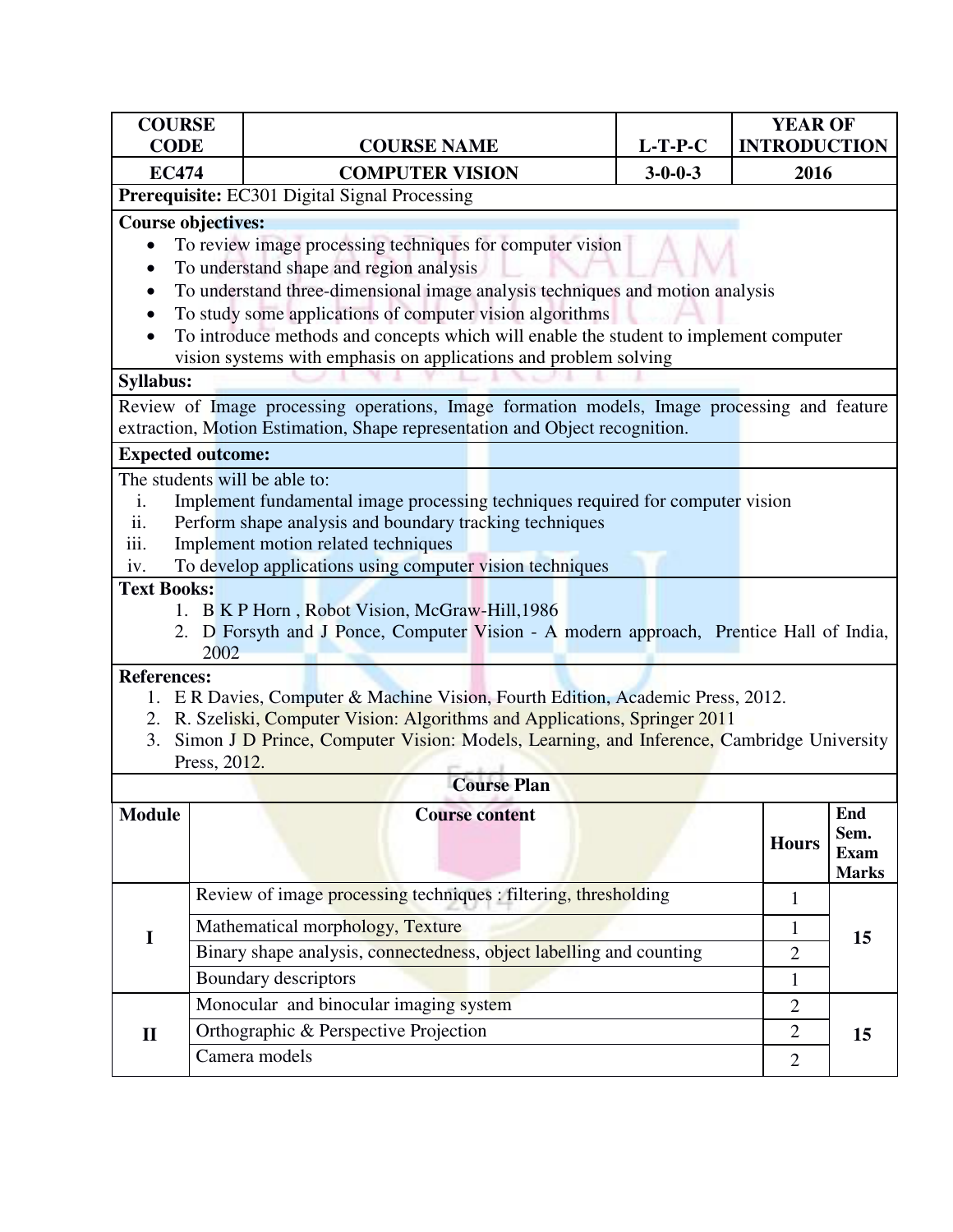| COURSE CODE | COURSE NAME | L-T-P-C | YEAR OF INTRODUCTION |
|---|---|---|---|
| EC474 | COMPUTER VISION | 3-0-0-3 | 2016 |

**Prerequisite:** EC301 Digital Signal Processing

**Course objectives:**

- To review image processing techniques for computer vision
- To understand shape and region analysis
- To understand three-dimensional image analysis techniques and motion analysis
- To study some applications of computer vision algorithms
- To introduce methods and concepts which will enable the student to implement computer vision systems with emphasis on applications and problem solving

**Syllabus:**

Review of Image processing operations, Image formation models, Image processing and feature extraction, Motion Estimation, Shape representation and Object recognition.

**Expected outcome:**

The students will be able to:

i. Implement fundamental image processing techniques required for computer vision
ii. Perform shape analysis and boundary tracking techniques
iii. Implement motion related techniques
iv. To develop applications using computer vision techniques

**Text Books:**

1. B K P Horn , Robot Vision, McGraw-Hill,1986
2. D Forsyth and J Ponce, Computer Vision - A modern approach, Prentice Hall of India, 2002

**References:**

1. E R Davies, Computer & Machine Vision, Fourth Edition, Academic Press, 2012.
2. R. Szeliski, Computer Vision: Algorithms and Applications, Springer 2011
3. Simon J D Prince, Computer Vision: Models, Learning, and Inference, Cambridge University Press, 2012.

**Course Plan**

| Module | Course content | Hours | End Sem. Exam Marks |
|---|---|---|---|
| I | Review of image processing techniques : filtering, thresholding | 1 | 15 |
| | Mathematical morphology, Texture | 1 | |
| | Binary shape analysis, connectedness, object labelling and counting | 2 | |
| | Boundary descriptors | 1 | |
| II | Monocular and binocular imaging system | 2 | 15 |
| | Orthographic & Perspective Projection | 2 | |
| | Camera models | 2 | |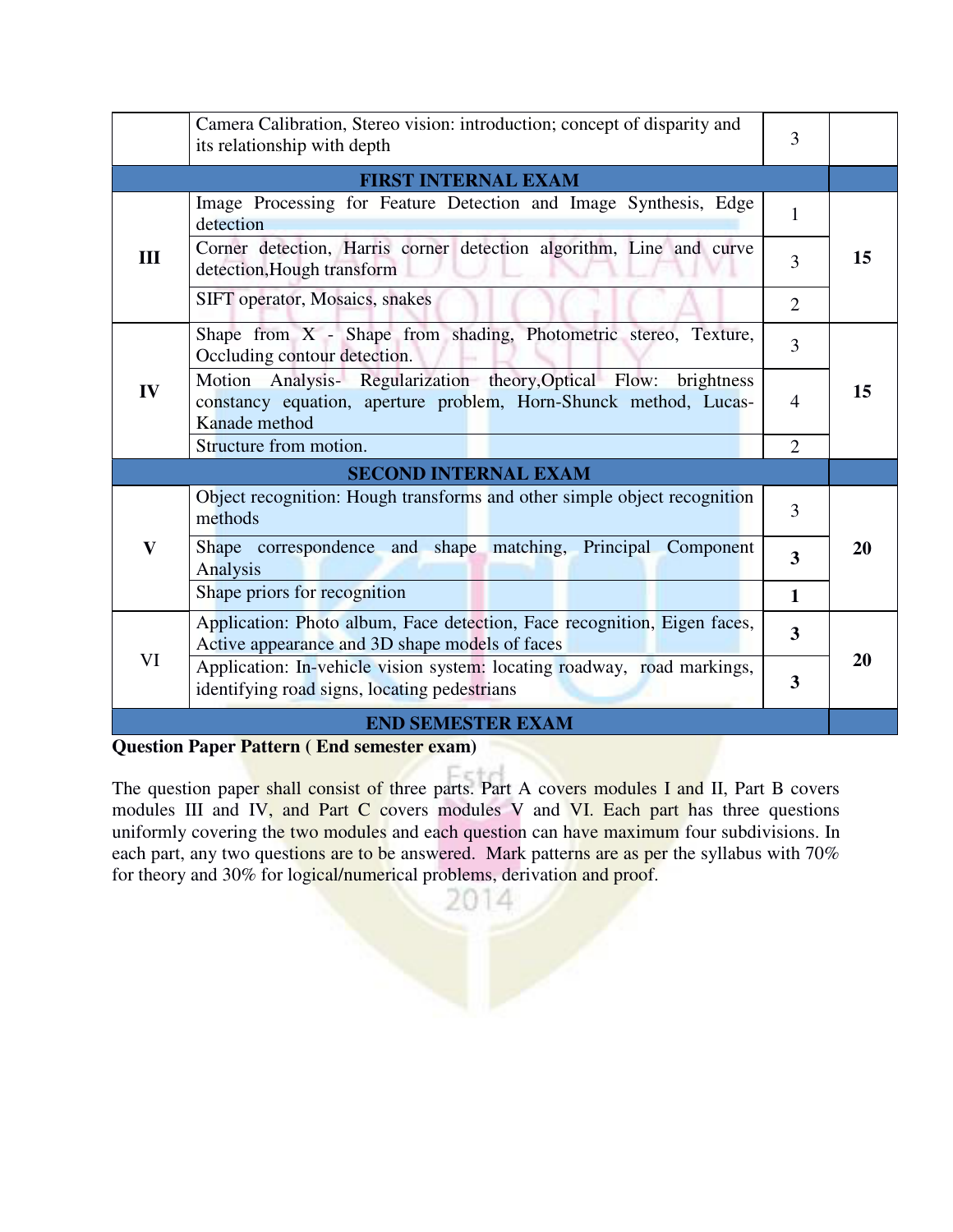| | | | |
|---|---|---|---|
| | Camera Calibration, Stereo vision: introduction; concept of disparity and its relationship with depth | 3 | |
| **FIRST INTERNAL EXAM** | | | |
| **III** | Image Processing for Feature Detection and Image Synthesis, Edge detection | 1 | **15** |
| | Corner detection, Harris corner detection algorithm, Line and curve detection,Hough transform | 3 | |
| | SIFT operator, Mosaics, snakes | 2 | |
| **IV** | Shape from X - Shape from shading, Photometric stereo, Texture, Occluding contour detection. | 3 | **15** |
| | Motion Analysis- Regularization theory,Optical Flow: brightness constancy equation, aperture problem, Horn-Shunck method, Lucas-Kanade method | 4 | |
| | Structure from motion. | 2 | |
| **SECOND INTERNAL EXAM** | | | |
| **V** | Object recognition: Hough transforms and other simple object recognition methods | 3 | **20** |
| | Shape correspondence and shape matching, Principal Component Analysis | **3** | |
| | Shape priors for recognition | **1** | |
| VI | Application: Photo album, Face detection, Face recognition, Eigen faces, Active appearance and 3D shape models of faces | **3** | **20** |
| | Application: In-vehicle vision system: locating roadway, road markings, identifying road signs, locating pedestrians | **3** | |
| **END SEMESTER EXAM** | | | |

**Question Paper Pattern ( End semester exam)**

The question paper shall consist of three parts. Part A covers modules I and II, Part B covers modules III and IV, and Part C covers modules V and VI. Each part has three questions uniformly covering the two modules and each question can have maximum four subdivisions. In each part, any two questions are to be answered. Mark patterns are as per the syllabus with 70% for theory and 30% for logical/numerical problems, derivation and proof.